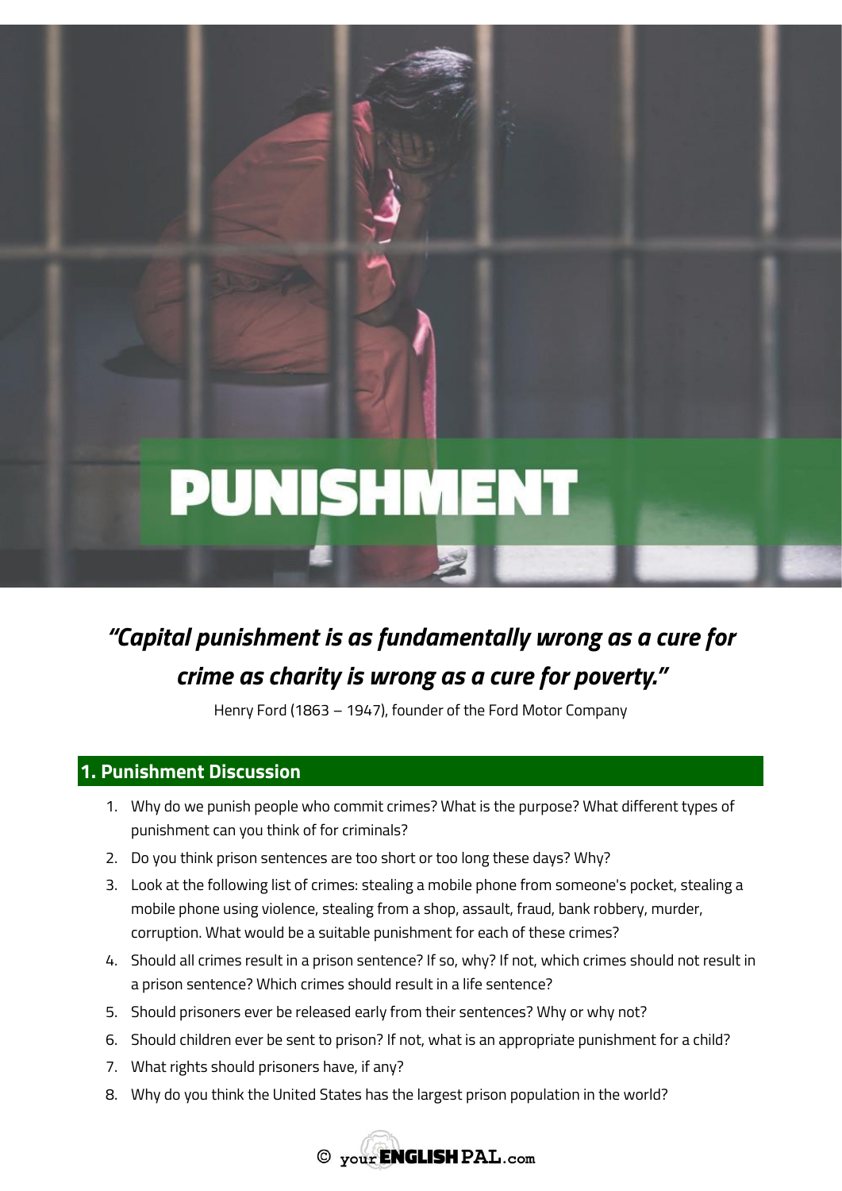# PUNISHMENT

***"Capital punishment is as fundamentally wrong as a cure for crime as charity is wrong as a cure for poverty."***

Henry Ford (1863 – 1947), founder of the Ford Motor Company

## 1. Punishment Discussion

1. Why do we punish people who commit crimes? What is the purpose? What different types of punishment can you think of for criminals?
2. Do you think prison sentences are too short or too long these days? Why?
3. Look at the following list of crimes: stealing a mobile phone from someone's pocket, stealing a mobile phone using violence, stealing from a shop, assault, fraud, bank robbery, murder, corruption. What would be a suitable punishment for each of these crimes?
4. Should all crimes result in a prison sentence? If so, why? If not, which crimes should not result in a prison sentence? Which crimes should result in a life sentence?
5. Should prisoners ever be released early from their sentences? Why or why not?
6. Should children ever be sent to prison? If not, what is an appropriate punishment for a child?
7. What rights should prisoners have, if any?
8. Why do you think the United States has the largest prison population in the world?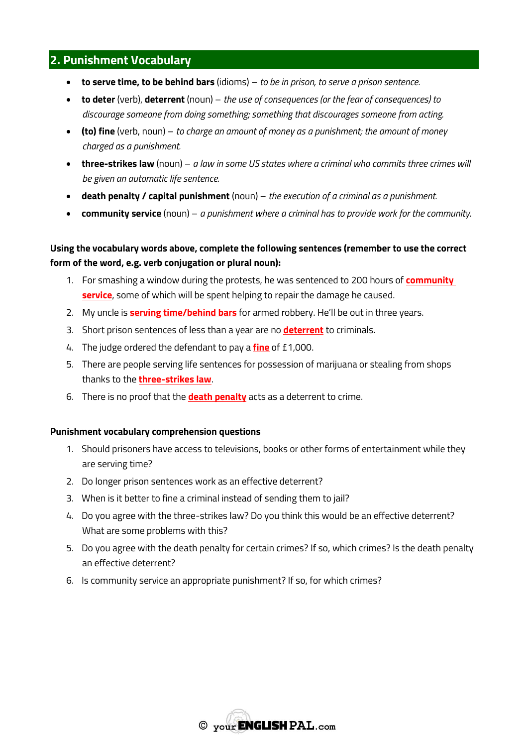## 2. Punishment Vocabulary

- **to serve time, to be behind bars** (idioms) – *to be in prison, to serve a prison sentence.*
- **to deter** (verb), **deterrent** (noun) – *the use of consequences (or the fear of consequences) to discourage someone from doing something; something that discourages someone from acting.*
- **(to) fine** (verb, noun) – *to charge an amount of money as a punishment; the amount of money charged as a punishment.*
- **three-strikes law** (noun) – *a law in some US states where a criminal who commits three crimes will be given an automatic life sentence.*
- **death penalty / capital punishment** (noun) – *the execution of a criminal as a punishment.*
- **community service** (noun) – *a punishment where a criminal has to provide work for the community.*

**Using the vocabulary words above, complete the following sentences (remember to use the correct form of the word, e.g. verb conjugation or plural noun):**

1. For smashing a window during the protests, he was sentenced to 200 hours of **community service**, some of which will be spent helping to repair the damage he caused.
2. My uncle is **serving time/behind bars** for armed robbery. He'll be out in three years.
3. Short prison sentences of less than a year are no **deterrent** to criminals.
4. The judge ordered the defendant to pay a **fine** of £1,000.
5. There are people serving life sentences for possession of marijuana or stealing from shops thanks to the **three-strikes law**.
6. There is no proof that the **death penalty** acts as a deterrent to crime.

**Punishment vocabulary comprehension questions**

1. Should prisoners have access to televisions, books or other forms of entertainment while they are serving time?
2. Do longer prison sentences work as an effective deterrent?
3. When is it better to fine a criminal instead of sending them to jail?
4. Do you agree with the three-strikes law? Do you think this would be an effective deterrent? What are some problems with this?
5. Do you agree with the death penalty for certain crimes? If so, which crimes? Is the death penalty an effective deterrent?
6. Is community service an appropriate punishment? If so, for which crimes?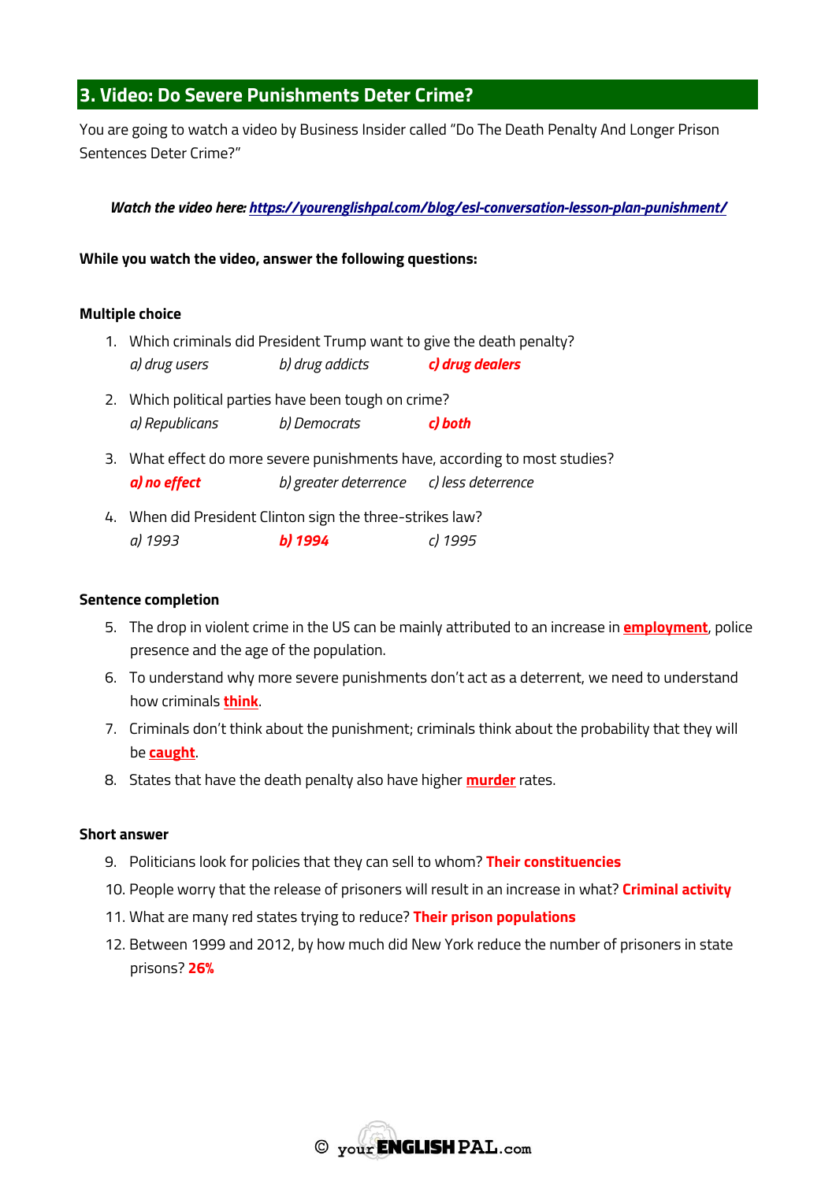## 3. Video: Do Severe Punishments Deter Crime?

You are going to watch a video by Business Insider called "Do The Death Penalty And Longer Prison Sentences Deter Crime?"

***Watch the video here:*** [***https://yourenglishpal.com/blog/esl-conversation-lesson-plan-punishment/***](https://yourenglishpal.com/blog/esl-conversation-lesson-plan-punishment/)

**While you watch the video, answer the following questions:**

**Multiple choice**

1. Which criminals did President Trump want to give the death penalty?
   *a) drug users* *b) drug addicts* ***c) drug dealers***
2. Which political parties have been tough on crime?
   *a) Republicans* *b) Democrats* ***c) both***
3. What effect do more severe punishments have, according to most studies?
   ***a) no effect*** *b) greater deterrence* *c) less deterrence*
4. When did President Clinton sign the three-strikes law?
   *a) 1993* ***b) 1994*** *c) 1995*

**Sentence completion**

5. The drop in violent crime in the US can be mainly attributed to an increase in **employment**, police presence and the age of the population.
6. To understand why more severe punishments don't act as a deterrent, we need to understand how criminals **think**.
7. Criminals don't think about the punishment; criminals think about the probability that they will be **caught**.
8. States that have the death penalty also have higher **murder** rates.

**Short answer**

9. Politicians look for policies that they can sell to whom? **Their constituencies**
10. People worry that the release of prisoners will result in an increase in what? **Criminal activity**
11. What are many red states trying to reduce? **Their prison populations**
12. Between 1999 and 2012, by how much did New York reduce the number of prisoners in state prisons? **26%**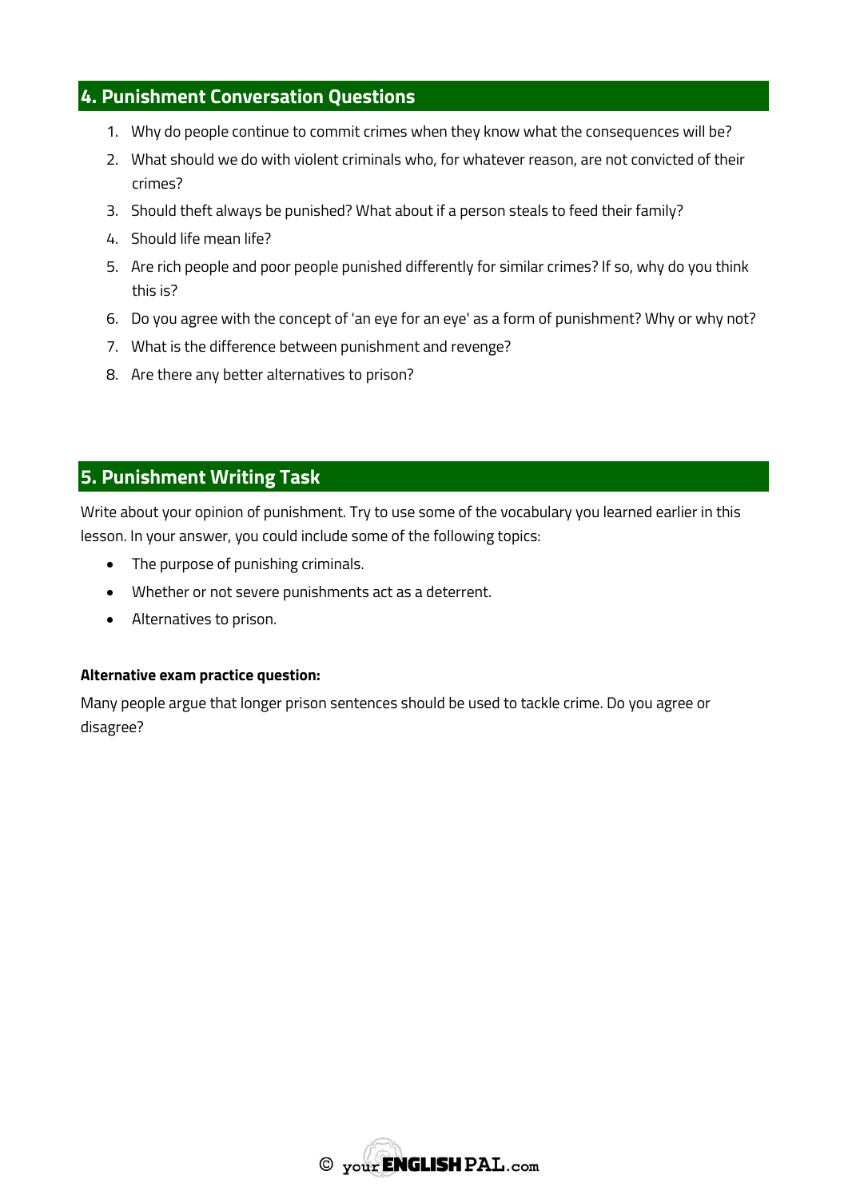## 4. Punishment Conversation Questions

1. Why do people continue to commit crimes when they know what the consequences will be?
2. What should we do with violent criminals who, for whatever reason, are not convicted of their crimes?
3. Should theft always be punished? What about if a person steals to feed their family?
4. Should life mean life?
5. Are rich people and poor people punished differently for similar crimes? If so, why do you think this is?
6. Do you agree with the concept of 'an eye for an eye' as a form of punishment? Why or why not?
7. What is the difference between punishment and revenge?
8. Are there any better alternatives to prison?

## 5. Punishment Writing Task

Write about your opinion of punishment. Try to use some of the vocabulary you learned earlier in this lesson. In your answer, you could include some of the following topics:

- The purpose of punishing criminals.
- Whether or not severe punishments act as a deterrent.
- Alternatives to prison.

**Alternative exam practice question:**

Many people argue that longer prison sentences should be used to tackle crime. Do you agree or disagree?